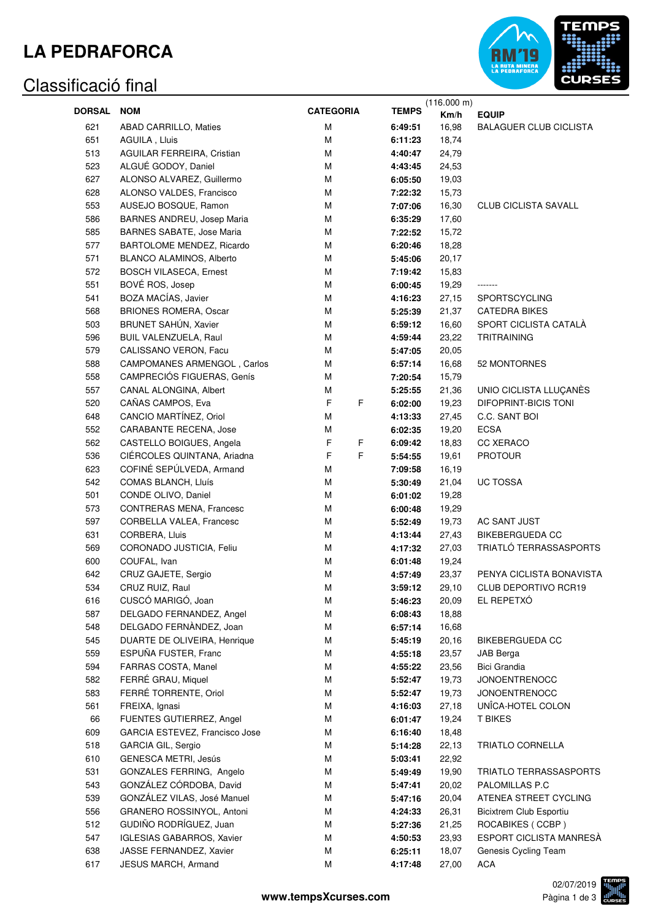# LA PEDRAFORCA

## Classificació final

| DORSAL | NOM | CATEGORIA | | TEMPS | (116.000 m) Km/h | EQUIP |
|---|---|---|---|---|---|---|
| 621 | ABAD CARRILLO, Maties | M | | **6:49:51** | 16,98 | BALAGUER CLUB CICLISTA |
| 651 | AGUILA , Lluis | M | | **6:11:23** | 18,74 | |
| 513 | AGUILAR FERREIRA, Cristian | M | | **4:40:47** | 24,79 | |
| 523 | ALGUÉ GODOY, Daniel | M | | **4:43:45** | 24,53 | |
| 627 | ALONSO ALVAREZ, Guillermo | M | | **6:05:50** | 19,03 | |
| 628 | ALONSO VALDES, Francisco | M | | **7:22:32** | 15,73 | |
| 553 | AUSEJO BOSQUE, Ramon | M | | **7:07:06** | 16,30 | CLUB CICLISTA SAVALL |
| 586 | BARNES ANDREU, Josep Maria | M | | **6:35:29** | 17,60 | |
| 585 | BARNES SABATE, Jose Maria | M | | **7:22:52** | 15,72 | |
| 577 | BARTOLOME MENDEZ, Ricardo | M | | **6:20:46** | 18,28 | |
| 571 | BLANCO ALAMINOS, Alberto | M | | **5:45:06** | 20,17 | |
| 572 | BOSCH VILASECA, Ernest | M | | **7:19:42** | 15,83 | |
| 551 | BOVÉ ROS, Josep | M | | **6:00:45** | 19,29 | ------- |
| 541 | BOZA MACÍAS, Javier | M | | **4:16:23** | 27,15 | SPORTSCYCLING |
| 568 | BRIONES ROMERA, Oscar | M | | **5:25:39** | 21,37 | CATEDRA BIKES |
| 503 | BRUNET SAHÚN, Xavier | M | | **6:59:12** | 16,60 | SPORT CICLISTA CATALÀ |
| 596 | BUIL VALENZUELA, Raul | M | | **4:59:44** | 23,22 | TRITRAINING |
| 579 | CALISSANO VERON, Facu | M | | **5:47:05** | 20,05 | |
| 588 | CAMPOMANES ARMENGOL , Carlos | M | | **6:57:14** | 16,68 | 52 MONTORNES |
| 558 | CAMPRECIÓS FIGUERAS, Genís | M | | **7:20:54** | 15,79 | |
| 557 | CANAL ALONGINA, Albert | M | | **5:25:55** | 21,36 | UNIO CICLISTA LLUÇANÈS |
| 520 | CAÑAS CAMPOS, Eva | F | F | **6:02:00** | 19,23 | DIFOPRINT-BICIS TONI |
| 648 | CANCIO MARTÍNEZ, Oriol | M | | **4:13:33** | 27,45 | C.C. SANT BOI |
| 552 | CARABANTE RECENA, Jose | M | | **6:02:35** | 19,20 | ECSA |
| 562 | CASTELLO BOIGUES, Angela | F | F | **6:09:42** | 18,83 | CC XERACO |
| 536 | CIÉRCOLES QUINTANA, Ariadna | F | F | **5:54:55** | 19,61 | PROTOUR |
| 623 | COFINÉ SEPÚLVEDA, Armand | M | | **7:09:58** | 16,19 | |
| 542 | COMAS BLANCH, Lluís | M | | **5:30:49** | 21,04 | UC TOSSA |
| 501 | CONDE OLIVO, Daniel | M | | **6:01:02** | 19,28 | |
| 573 | CONTRERAS MENA, Francesc | M | | **6:00:48** | 19,29 | |
| 597 | CORBELLA VALEA, Francesc | M | | **5:52:49** | 19,73 | AC SANT JUST |
| 631 | CORBERA, Lluis | M | | **4:13:44** | 27,43 | BIKEBERGUEDA CC |
| 569 | CORONADO JUSTICIA, Feliu | M | | **4:17:32** | 27,03 | TRIATLÓ TERRASSASPORTS |
| 600 | COUFAL, Ivan | M | | **6:01:48** | 19,24 | |
| 642 | CRUZ GAJETE, Sergio | M | | **4:57:49** | 23,37 | PENYA CICLISTA BONAVISTA |
| 534 | CRUZ RUIZ, Raul | M | | **3:59:12** | 29,10 | CLUB DEPORTIVO RCR19 |
| 616 | CUSCÓ MARIGÓ, Joan | M | | **5:46:23** | 20,09 | EL REPETXÓ |
| 587 | DELGADO FERNANDEZ, Angel | M | | **6:08:43** | 18,88 | |
| 548 | DELGADO FERNÀNDEZ, Joan | M | | **6:57:14** | 16,68 | |
| 545 | DUARTE DE OLIVEIRA, Henrique | M | | **5:45:19** | 20,16 | BIKEBERGUEDA CC |
| 559 | ESPUÑA FUSTER, Franc | M | | **4:55:18** | 23,57 | JAB Berga |
| 594 | FARRAS COSTA, Manel | M | | **4:55:22** | 23,56 | Bici Grandia |
| 582 | FERRÉ GRAU, Miquel | M | | **5:52:47** | 19,73 | JONOENTRENOCC |
| 583 | FERRÉ TORRENTE, Oriol | M | | **5:52:47** | 19,73 | JONOENTRENOCC |
| 561 | FREIXA, Ignasi | M | | **4:16:03** | 27,18 | UNÎCA-HOTEL COLON |
| 66 | FUENTES GUTIERREZ, Angel | M | | **6:01:47** | 19,24 | T BIKES |
| 609 | GARCIA ESTEVEZ, Francisco Jose | M | | **6:16:40** | 18,48 | |
| 518 | GARCIA GIL, Sergio | M | | **5:14:28** | 22,13 | TRIATLO CORNELLA |
| 610 | GENESCA METRI, Jesús | M | | **5:03:41** | 22,92 | |
| 531 | GONZALES FERRING, Angelo | M | | **5:49:49** | 19,90 | TRIATLO TERRASSASPORTS |
| 543 | GONZÁLEZ CÓRDOBA, David | M | | **5:47:41** | 20,02 | PALOMILLAS P.C |
| 539 | GONZÁLEZ VILAS, José Manuel | M | | **5:47:16** | 20,04 | ATENEA STREET CYCLING |
| 556 | GRANERO ROSSINYOL, Antoni | M | | **4:24:33** | 26,31 | Bicixtrem Club Esportiu |
| 512 | GUDIÑO RODRÍGUEZ, Juan | M | | **5:27:36** | 21,25 | ROCABIKES ( CCBP ) |
| 547 | IGLESIAS GABARROS, Xavier | M | | **4:50:53** | 23,93 | ESPORT CICLISTA MANRESÀ |
| 638 | JASSE FERNANDEZ, Xavier | M | | **6:25:11** | 18,07 | Genesis Cycling Team |
| 617 | JESUS MARCH, Armand | M | | **4:17:48** | 27,00 | ACA |

www.tempsXcurses.com

02/07/2019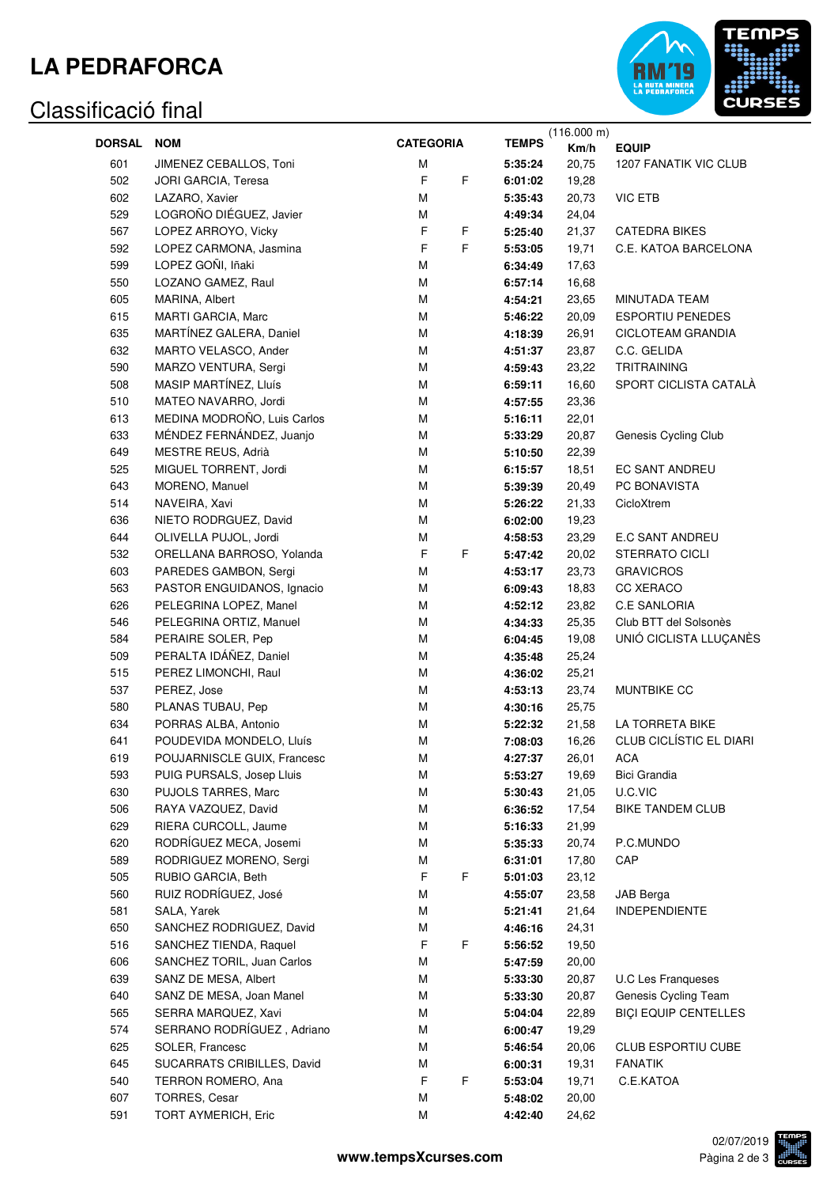# LA PEDRAFORCA

## Classificació final

| DORSAL | NOM | CATEGORIA | | TEMPS | (116.000 m) Km/h | EQUIP |
|---|---|---|---|---|---|---|
| 601 | JIMENEZ CEBALLOS, Toni | M | | **5:35:24** | 20,75 | 1207 FANATIK VIC CLUB |
| 502 | JORI GARCIA, Teresa | F | F | **6:01:02** | 19,28 | |
| 602 | LAZARO, Xavier | M | | **5:35:43** | 20,73 | VIC ETB |
| 529 | LOGROÑO DIÉGUEZ, Javier | M | | **4:49:34** | 24,04 | |
| 567 | LOPEZ ARROYO, Vicky | F | F | **5:25:40** | 21,37 | CATEDRA BIKES |
| 592 | LOPEZ CARMONA, Jasmina | F | F | **5:53:05** | 19,71 | C.E. KATOA BARCELONA |
| 599 | LOPEZ GOÑI, Iñaki | M | | **6:34:49** | 17,63 | |
| 550 | LOZANO GAMEZ, Raul | M | | **6:57:14** | 16,68 | |
| 605 | MARINA, Albert | M | | **4:54:21** | 23,65 | MINUTADA TEAM |
| 615 | MARTI GARCIA, Marc | M | | **5:46:22** | 20,09 | ESPORTIU PENEDES |
| 635 | MARTÍNEZ GALERA, Daniel | M | | **4:18:39** | 26,91 | CICLOTEAM GRANDIA |
| 632 | MARTO VELASCO, Ander | M | | **4:51:37** | 23,87 | C.C. GELIDA |
| 590 | MARZO VENTURA, Sergi | M | | **4:59:43** | 23,22 | TRITRAINING |
| 508 | MASIP MARTÍNEZ, Lluís | M | | **6:59:11** | 16,60 | SPORT CICLISTA CATALÀ |
| 510 | MATEO NAVARRO, Jordi | M | | **4:57:55** | 23,36 | |
| 613 | MEDINA MODROÑO, Luis Carlos | M | | **5:16:11** | 22,01 | |
| 633 | MÉNDEZ FERNÁNDEZ, Juanjo | M | | **5:33:29** | 20,87 | Genesis Cycling Club |
| 649 | MESTRE REUS, Adrià | M | | **5:10:50** | 22,39 | |
| 525 | MIGUEL TORRENT, Jordi | M | | **6:15:57** | 18,51 | EC SANT ANDREU |
| 643 | MORENO, Manuel | M | | **5:39:39** | 20,49 | PC BONAVISTA |
| 514 | NAVEIRA, Xavi | M | | **5:26:22** | 21,33 | CicloXtrem |
| 636 | NIETO RODRGUEZ, David | M | | **6:02:00** | 19,23 | |
| 644 | OLIVELLA PUJOL, Jordi | M | | **4:58:53** | 23,29 | E.C SANT ANDREU |
| 532 | ORELLANA BARROSO, Yolanda | F | F | **5:47:42** | 20,02 | STERRATO CICLI |
| 603 | PAREDES GAMBON, Sergi | M | | **4:53:17** | 23,73 | GRAVICROS |
| 563 | PASTOR ENGUIDANOS, Ignacio | M | | **6:09:43** | 18,83 | CC XERACO |
| 626 | PELEGRINA LOPEZ, Manel | M | | **4:52:12** | 23,82 | C.E SANLORIA |
| 546 | PELEGRINA ORTIZ, Manuel | M | | **4:34:33** | 25,35 | Club BTT del Solsonès |
| 584 | PERAIRE SOLER, Pep | M | | **6:04:45** | 19,08 | UNIÓ CICLISTA LLUÇANÈS |
| 509 | PERALTA IDÁÑEZ, Daniel | M | | **4:35:48** | 25,24 | |
| 515 | PEREZ LIMONCHI, Raul | M | | **4:36:02** | 25,21 | |
| 537 | PEREZ, Jose | M | | **4:53:13** | 23,74 | MUNTBIKE CC |
| 580 | PLANAS TUBAU, Pep | M | | **4:30:16** | 25,75 | |
| 634 | PORRAS ALBA, Antonio | M | | **5:22:32** | 21,58 | LA TORRETA BIKE |
| 641 | POUDEVIDA MONDELO, Lluís | M | | **7:08:03** | 16,26 | CLUB CICLÍSTIC EL DIARI |
| 619 | POUJARNISCLE GUIX, Francesc | M | | **4:27:37** | 26,01 | ACA |
| 593 | PUIG PURSALS, Josep Lluis | M | | **5:53:27** | 19,69 | Bici Grandia |
| 630 | PUJOLS TARRES, Marc | M | | **5:30:43** | 21,05 | U.C.VIC |
| 506 | RAYA VAZQUEZ, David | M | | **6:36:52** | 17,54 | BIKE TANDEM CLUB |
| 629 | RIERA CURCOLL, Jaume | M | | **5:16:33** | 21,99 | |
| 620 | RODRÍGUEZ MECA, Josemi | M | | **5:35:33** | 20,74 | P.C.MUNDO |
| 589 | RODRIGUEZ MORENO, Sergi | M | | **6:31:01** | 17,80 | CAP |
| 505 | RUBIO GARCIA, Beth | F | F | **5:01:03** | 23,12 | |
| 560 | RUIZ RODRÍGUEZ, José | M | | **4:55:07** | 23,58 | JAB Berga |
| 581 | SALA, Yarek | M | | **5:21:41** | 21,64 | INDEPENDIENTE |
| 650 | SANCHEZ RODRIGUEZ, David | M | | **4:46:16** | 24,31 | |
| 516 | SANCHEZ TIENDA, Raquel | F | F | **5:56:52** | 19,50 | |
| 606 | SANCHEZ TORIL, Juan Carlos | M | | **5:47:59** | 20,00 | |
| 639 | SANZ DE MESA, Albert | M | | **5:33:30** | 20,87 | U.C Les Franqueses |
| 640 | SANZ DE MESA, Joan Manel | M | | **5:33:30** | 20,87 | Genesis Cycling Team |
| 565 | SERRA MARQUEZ, Xavi | M | | **5:04:04** | 22,89 | BIÇI EQUIP CENTELLES |
| 574 | SERRANO RODRÍGUEZ , Adriano | M | | **6:00:47** | 19,29 | |
| 625 | SOLER, Francesc | M | | **5:46:54** | 20,06 | CLUB ESPORTIU CUBE |
| 645 | SUCARRATS CRIBILLES, David | M | | **6:00:31** | 19,31 | FANATIK |
| 540 | TERRON ROMERO, Ana | F | F | **5:53:04** | 19,71 | C.E.KATOA |
| 607 | TORRES, Cesar | M | | **5:48:02** | 20,00 | |
| 591 | TORT AYMERICH, Eric | M | | **4:42:40** | 24,62 | |

**www.tempsXcurses.com**

02/07/2019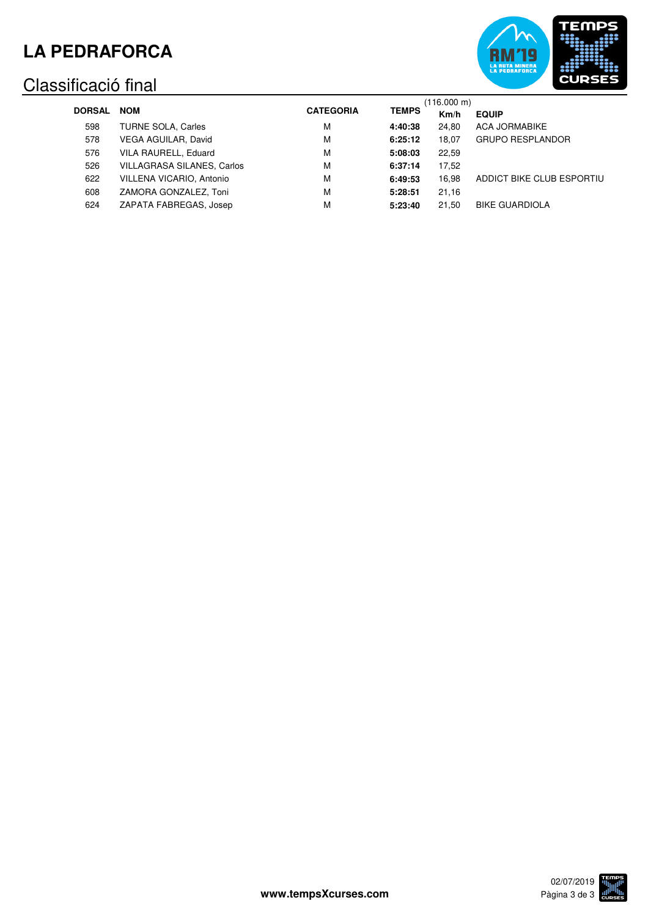# LA PEDRAFORCA

## Classificació final

| DORSAL | NOM | CATEGORIA | TEMPS | (116.000 m) Km/h | EQUIP |
|---|---|---|---|---|---|
| 598 | TURNE SOLA, Carles | M | **4:40:38** | 24,80 | ACA JORMABIKE |
| 578 | VEGA AGUILAR, David | M | **6:25:12** | 18,07 | GRUPO RESPLANDOR |
| 576 | VILA RAURELL, Eduard | M | **5:08:03** | 22,59 | |
| 526 | VILLAGRASA SILANES, Carlos | M | **6:37:14** | 17,52 | |
| 622 | VILLENA VICARIO, Antonio | M | **6:49:53** | 16,98 | ADDICT BIKE CLUB ESPORTIU |
| 608 | ZAMORA GONZALEZ, Toni | M | **5:28:51** | 21,16 | |
| 624 | ZAPATA FABREGAS, Josep | M | **5:23:40** | 21,50 | BIKE GUARDIOLA |

www.tempsXcurses.com

02/07/2019